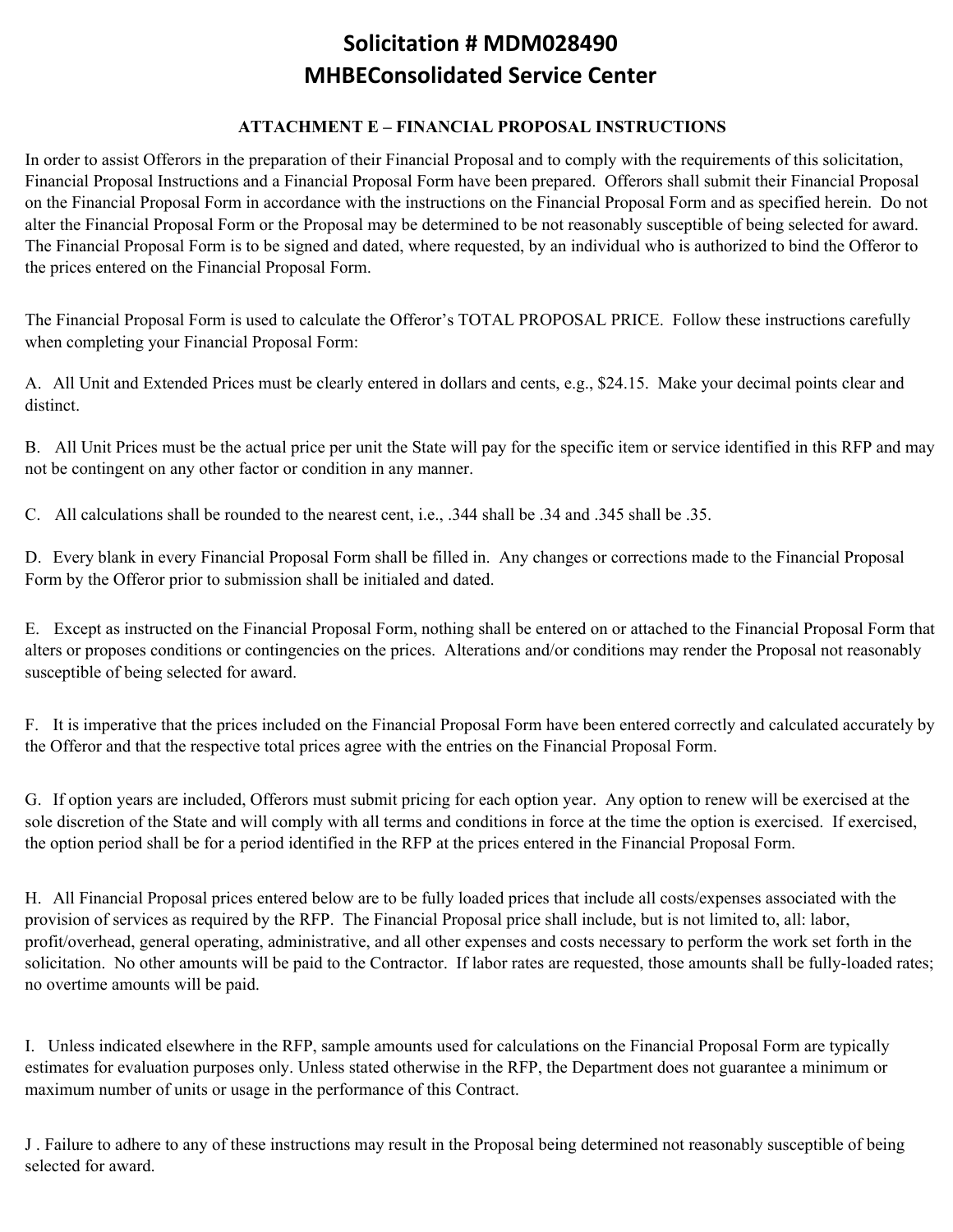# Solicitation # MDM028490
# MHBEConsolidated Service Center

## ATTACHMENT E – FINANCIAL PROPOSAL INSTRUCTIONS

In order to assist Offerors in the preparation of their Financial Proposal and to comply with the requirements of this solicitation, Financial Proposal Instructions and a Financial Proposal Form have been prepared. Offerors shall submit their Financial Proposal on the Financial Proposal Form in accordance with the instructions on the Financial Proposal Form and as specified herein. Do not alter the Financial Proposal Form or the Proposal may be determined to be not reasonably susceptible of being selected for award. The Financial Proposal Form is to be signed and dated, where requested, by an individual who is authorized to bind the Offeror to the prices entered on the Financial Proposal Form.

The Financial Proposal Form is used to calculate the Offeror's TOTAL PROPOSAL PRICE. Follow these instructions carefully when completing your Financial Proposal Form:

A. All Unit and Extended Prices must be clearly entered in dollars and cents, e.g., $24.15. Make your decimal points clear and distinct.

B. All Unit Prices must be the actual price per unit the State will pay for the specific item or service identified in this RFP and may not be contingent on any other factor or condition in any manner.

C. All calculations shall be rounded to the nearest cent, i.e., .344 shall be .34 and .345 shall be .35.

D. Every blank in every Financial Proposal Form shall be filled in. Any changes or corrections made to the Financial Proposal Form by the Offeror prior to submission shall be initialed and dated.

E. Except as instructed on the Financial Proposal Form, nothing shall be entered on or attached to the Financial Proposal Form that alters or proposes conditions or contingencies on the prices. Alterations and/or conditions may render the Proposal not reasonably susceptible of being selected for award.

F. It is imperative that the prices included on the Financial Proposal Form have been entered correctly and calculated accurately by the Offeror and that the respective total prices agree with the entries on the Financial Proposal Form.

G. If option years are included, Offerors must submit pricing for each option year. Any option to renew will be exercised at the sole discretion of the State and will comply with all terms and conditions in force at the time the option is exercised. If exercised, the option period shall be for a period identified in the RFP at the prices entered in the Financial Proposal Form.

H. All Financial Proposal prices entered below are to be fully loaded prices that include all costs/expenses associated with the provision of services as required by the RFP. The Financial Proposal price shall include, but is not limited to, all: labor, profit/overhead, general operating, administrative, and all other expenses and costs necessary to perform the work set forth in the solicitation. No other amounts will be paid to the Contractor. If labor rates are requested, those amounts shall be fully-loaded rates; no overtime amounts will be paid.

I. Unless indicated elsewhere in the RFP, sample amounts used for calculations on the Financial Proposal Form are typically estimates for evaluation purposes only. Unless stated otherwise in the RFP, the Department does not guarantee a minimum or maximum number of units or usage in the performance of this Contract.

J . Failure to adhere to any of these instructions may result in the Proposal being determined not reasonably susceptible of being selected for award.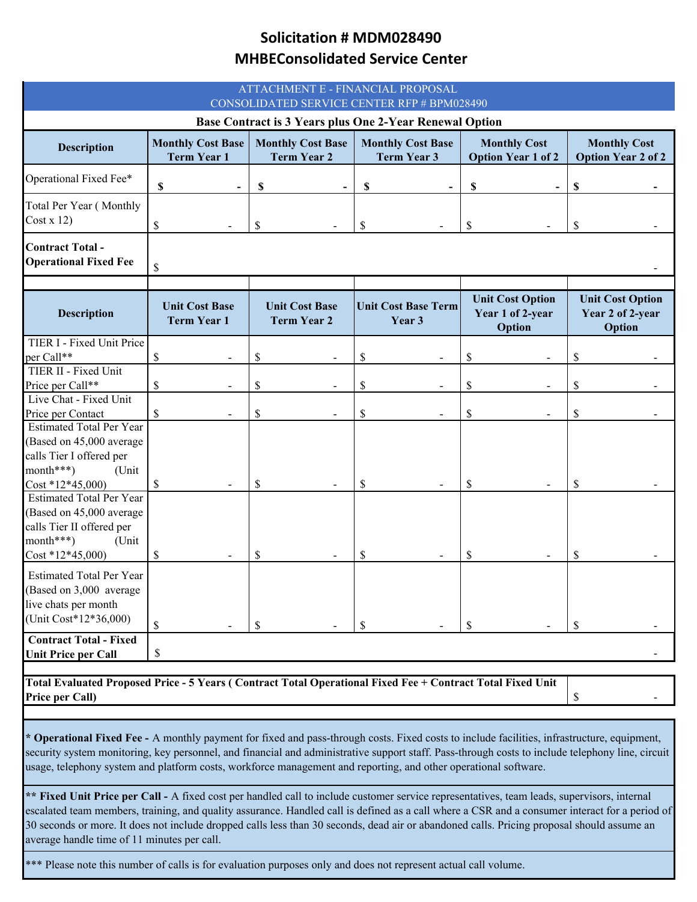# Solicitation # MDM028490

## MHBEConsolidated Service Center

ATTACHMENT E - FINANCIAL PROPOSAL
CONSOLIDATED SERVICE CENTER RFP # BPM028490

**Base Contract is 3 Years plus One 2-Year Renewal Option**

| **Description** | **Monthly Cost Base Term Year 1** | **Monthly Cost Base Term Year 2** | **Monthly Cost Base Term Year 3** | **Monthly Cost Option Year 1 of 2** | **Monthly Cost Option Year 2 of 2** |
|---|---|---|---|---|---|
| Operational Fixed Fee* | **$ -** | **$ -** | **$ -** | **$ -** | **$ -** |
| Total Per Year ( Monthly Cost x 12) | $ - | $ - | $ - | $ - | $ - |
| **Contract Total - Operational Fixed Fee** | $ - | | | | |

| **Description** | **Unit Cost Base Term Year 1** | **Unit Cost Base Term Year 2** | **Unit Cost Base Term Year 3** | **Unit Cost Option Year 1 of 2-year Option** | **Unit Cost Option Year 2 of 2-year Option** |
|---|---|---|---|---|---|
| TIER I - Fixed Unit Price per Call** | $ - | $ - | $ - | $ - | $ - |
| TIER II - Fixed Unit Price per Call** | $ - | $ - | $ - | $ - | $ - |
| Live Chat - Fixed Unit Price per Contact | $ - | $ - | $ - | $ - | $ - |
| Estimated Total Per Year (Based on 45,000 average calls Tier I offered per month***) (Unit Cost *12*45,000) | $ - | $ - | $ - | $ - | $ - |
| Estimated Total Per Year (Based on 45,000 average calls Tier II offered per month***) (Unit Cost *12*45,000) | $ - | $ - | $ - | $ - | $ - |
| Estimated Total Per Year (Based on 3,000 average live chats per month (Unit Cost*12*36,000) | $ - | $ - | $ - | $ - | $ - |
| **Contract Total - Fixed Unit Price per Call** | $ - | | | | |

| **Total Evaluated Proposed Price - 5 Years ( Contract Total Operational Fixed Fee + Contract Total Fixed Unit Price per Call)** | $ - |
|---|---|

**\* Operational Fixed Fee -** A monthly payment for fixed and pass-through costs. Fixed costs to include facilities, infrastructure, equipment, security system monitoring, key personnel, and financial and administrative support staff. Pass-through costs to include telephony line, circuit usage, telephony system and platform costs, workforce management and reporting, and other operational software.

**\*\* Fixed Unit Price per Call -** A fixed cost per handled call to include customer service representatives, team leads, supervisors, internal escalated team members, training, and quality assurance. Handled call is defined as a call where a CSR and a consumer interact for a period of 30 seconds or more. It does not include dropped calls less than 30 seconds, dead air or abandoned calls. Pricing proposal should assume an average handle time of 11 minutes per call.

\*\*\* Please note this number of calls is for evaluation purposes only and does not represent actual call volume.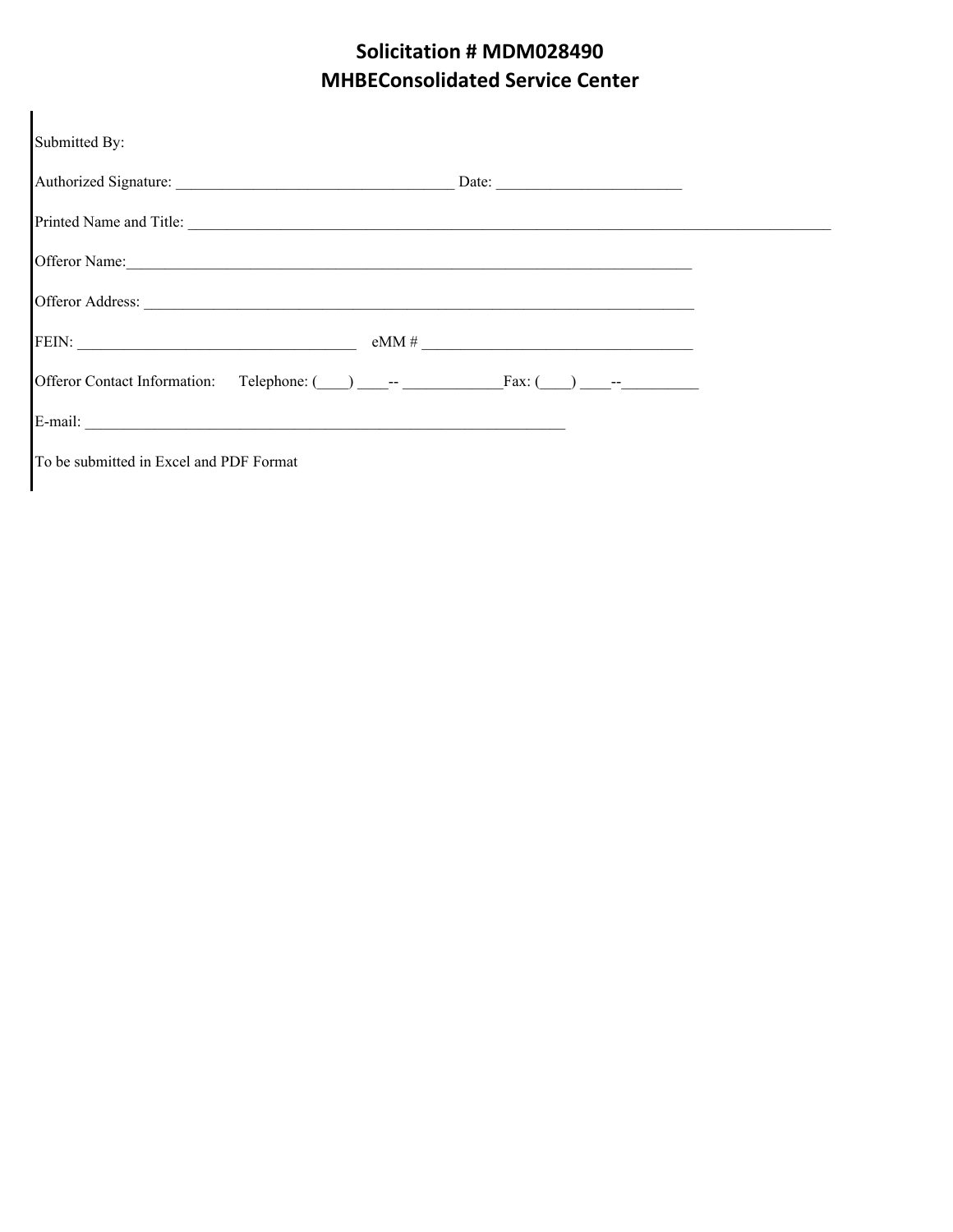# Solicitation # MDM028490
# MHBEConsolidated Service Center

Submitted By:

Authorized Signature: ___________________________________ Date: _______________________

Printed Name and Title: ___________________________________________________________________________________

Offeror Name:________________________________________________________________________

Offeror Address: ______________________________________________________________________

FEIN: ___________________________________ eMM # __________________________________

Offeror Contact Information: Telephone: (____) ____-- _____________Fax: (____) ____--__________

E-mail: _____________________________________________________________

To be submitted in Excel and PDF Format